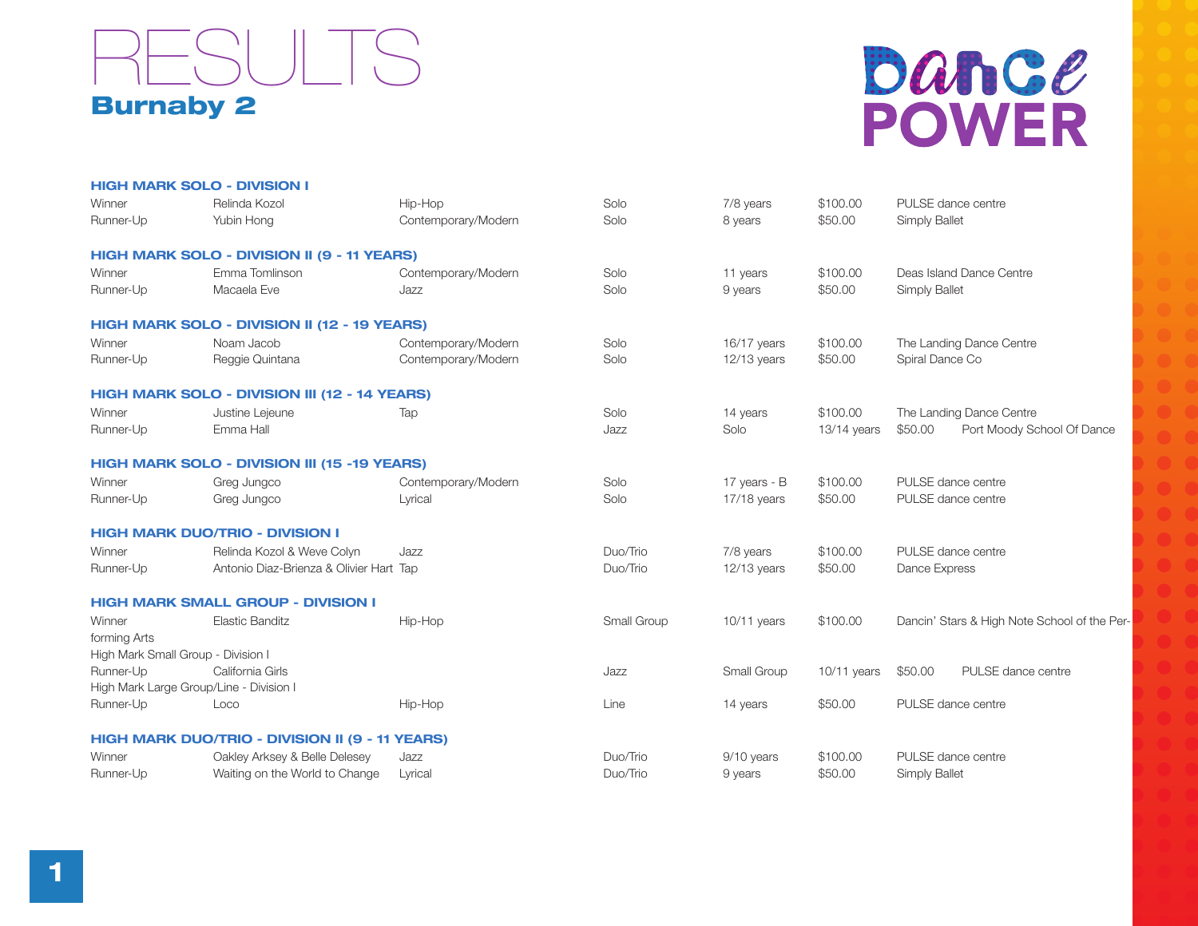# RESULTS

## Burnaby 2

Dance POWER

### HIGH MARK SOLO - DIVISION I

| | | | | | | |
|---|---|---|---|---|---|---|
| Winner | Relinda Kozol | Hip-Hop | Solo | 7/8 years | $100.00 | PULSE dance centre |
| Runner-Up | Yubin Hong | Contemporary/Modern | Solo | 8 years | $50.00 | Simply Ballet |

### HIGH MARK SOLO - DIVISION II (9 - 11 YEARS)

| | | | | | | |
|---|---|---|---|---|---|---|
| Winner | Emma Tomlinson | Contemporary/Modern | Solo | 11 years | $100.00 | Deas Island Dance Centre |
| Runner-Up | Macaela Eve | Jazz | Solo | 9 years | $50.00 | Simply Ballet |

### HIGH MARK SOLO - DIVISION II (12 - 19 YEARS)

| | | | | | | |
|---|---|---|---|---|---|---|
| Winner | Noam Jacob | Contemporary/Modern | Solo | 16/17 years | $100.00 | The Landing Dance Centre |
| Runner-Up | Reggie Quintana | Contemporary/Modern | Solo | 12/13 years | $50.00 | Spiral Dance Co |

### HIGH MARK SOLO - DIVISION III (12 - 14 YEARS)

| | | | | | | |
|---|---|---|---|---|---|---|
| Winner | Justine Lejeune | Tap | Solo | 14 years | $100.00 | The Landing Dance Centre |
| Runner-Up | Emma Hall | | Jazz | Solo | 13/14 years | $50.00 Port Moody School Of Dance |

### HIGH MARK SOLO - DIVISION III (15 -19 YEARS)

| | | | | | | |
|---|---|---|---|---|---|---|
| Winner | Greg Jungco | Contemporary/Modern | Solo | 17 years - B | $100.00 | PULSE dance centre |
| Runner-Up | Greg Jungco | Lyrical | Solo | 17/18 years | $50.00 | PULSE dance centre |

### HIGH MARK DUO/TRIO - DIVISION I

| | | | | | | |
|---|---|---|---|---|---|---|
| Winner | Relinda Kozol & Weve Colyn | Jazz | Duo/Trio | 7/8 years | $100.00 | PULSE dance centre |
| Runner-Up | Antonio Diaz-Brienza & Olivier Hart | Tap | Duo/Trio | 12/13 years | $50.00 | Dance Express |

### HIGH MARK SMALL GROUP - DIVISION I

| | | | | | | |
|---|---|---|---|---|---|---|
| Winner | Elastic Banditz | Hip-Hop | Small Group | 10/11 years | $100.00 | Dancin' Stars & High Note School of the Per-forming Arts |

High Mark Small Group - Division I

| | | | | | | |
|---|---|---|---|---|---|---|
| Runner-Up | California Girls | | Jazz | Small Group | 10/11 years | $50.00 PULSE dance centre |

High Mark Large Group/Line - Division I

| | | | | | | |
|---|---|---|---|---|---|---|
| Runner-Up | Loco | Hip-Hop | Line | 14 years | $50.00 | PULSE dance centre |

### HIGH MARK DUO/TRIO - DIVISION II (9 - 11 YEARS)

| | | | | | | |
|---|---|---|---|---|---|---|
| Winner | Oakley Arksey & Belle Delesey | Jazz | Duo/Trio | 9/10 years | $100.00 | PULSE dance centre |
| Runner-Up | Waiting on the World to Change | Lyrical | Duo/Trio | 9 years | $50.00 | Simply Ballet |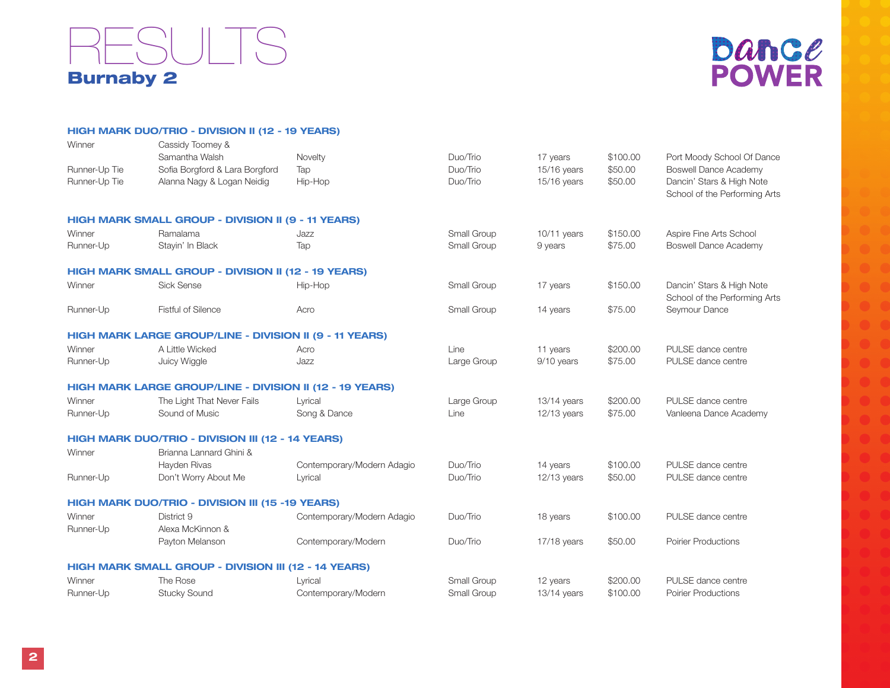# RESULTS

## Burnaby 2

Dance POWER

### HIGH MARK DUO/TRIO - DIVISION II (12 - 19 YEARS)

| | | | | | | |
|---|---|---|---|---|---|---|
| Winner | Cassidy Toomey & Samantha Walsh | Novelty | Duo/Trio | 17 years | $100.00 | Port Moody School Of Dance |
| Runner-Up Tie | Sofia Borgford & Lara Borgford | Tap | Duo/Trio | 15/16 years | $50.00 | Boswell Dance Academy |
| Runner-Up Tie | Alanna Nagy & Logan Neidig | Hip-Hop | Duo/Trio | 15/16 years | $50.00 | Dancin' Stars & High Note School of the Performing Arts |

### HIGH MARK SMALL GROUP - DIVISION II (9 - 11 YEARS)

| | | | | | | |
|---|---|---|---|---|---|---|
| Winner | Ramalama | Jazz | Small Group | 10/11 years | $150.00 | Aspire Fine Arts School |
| Runner-Up | Stayin' In Black | Tap | Small Group | 9 years | $75.00 | Boswell Dance Academy |

### HIGH MARK SMALL GROUP - DIVISION II (12 - 19 YEARS)

| | | | | | | |
|---|---|---|---|---|---|---|
| Winner | Sick Sense | Hip-Hop | Small Group | 17 years | $150.00 | Dancin' Stars & High Note School of the Performing Arts |
| Runner-Up | Fistful of Silence | Acro | Small Group | 14 years | $75.00 | Seymour Dance |

### HIGH MARK LARGE GROUP/LINE - DIVISION II (9 - 11 YEARS)

| | | | | | | |
|---|---|---|---|---|---|---|
| Winner | A Little Wicked | Acro | Line | 11 years | $200.00 | PULSE dance centre |
| Runner-Up | Juicy Wiggle | Jazz | Large Group | 9/10 years | $75.00 | PULSE dance centre |

### HIGH MARK LARGE GROUP/LINE - DIVISION II (12 - 19 YEARS)

| | | | | | | |
|---|---|---|---|---|---|---|
| Winner | The Light That Never Fails | Lyrical | Large Group | 13/14 years | $200.00 | PULSE dance centre |
| Runner-Up | Sound of Music | Song & Dance | Line | 12/13 years | $75.00 | Vanleena Dance Academy |

### HIGH MARK DUO/TRIO - DIVISION III (12 - 14 YEARS)

| | | | | | | |
|---|---|---|---|---|---|---|
| Winner | Brianna Lannard Ghini & Hayden Rivas | Contemporary/Modern Adagio | Duo/Trio | 14 years | $100.00 | PULSE dance centre |
| Runner-Up | Don't Worry About Me | Lyrical | Duo/Trio | 12/13 years | $50.00 | PULSE dance centre |

### HIGH MARK DUO/TRIO - DIVISION III (15 -19 YEARS)

| | | | | | | |
|---|---|---|---|---|---|---|
| Winner | District 9 | Contemporary/Modern Adagio | Duo/Trio | 18 years | $100.00 | PULSE dance centre |
| Runner-Up | Alexa McKinnon & Payton Melanson | Contemporary/Modern | Duo/Trio | 17/18 years | $50.00 | Poirier Productions |

### HIGH MARK SMALL GROUP - DIVISION III (12 - 14 YEARS)

| | | | | | | |
|---|---|---|---|---|---|---|
| Winner | The Rose | Lyrical | Small Group | 12 years | $200.00 | PULSE dance centre |
| Runner-Up | Stucky Sound | Contemporary/Modern | Small Group | 13/14 years | $100.00 | Poirier Productions |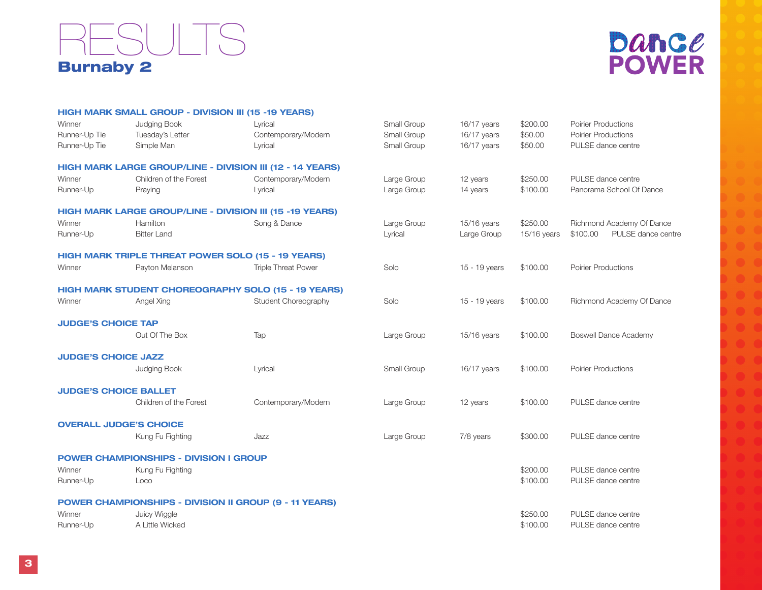# RESULTS

## Burnaby 2

Dance POWER

### HIGH MARK SMALL GROUP - DIVISION III (15 -19 YEARS)

| | | | | | | |
|---|---|---|---|---|---|---|
| Winner | Judging Book | Lyrical | Small Group | 16/17 years | $200.00 | Poirier Productions |
| Runner-Up Tie | Tuesday's Letter | Contemporary/Modern | Small Group | 16/17 years | $50.00 | Poirier Productions |
| Runner-Up Tie | Simple Man | Lyrical | Small Group | 16/17 years | $50.00 | PULSE dance centre |

### HIGH MARK LARGE GROUP/LINE - DIVISION III (12 - 14 YEARS)

| | | | | | | |
|---|---|---|---|---|---|---|
| Winner | Children of the Forest | Contemporary/Modern | Large Group | 12 years | $250.00 | PULSE dance centre |
| Runner-Up | Praying | Lyrical | Large Group | 14 years | $100.00 | Panorama School Of Dance |

### HIGH MARK LARGE GROUP/LINE - DIVISION III (15 -19 YEARS)

| | | | | | | | |
|---|---|---|---|---|---|---|---|
| Winner | Hamilton | Song & Dance | Large Group | 15/16 years | $250.00 | Richmond Academy Of Dance | |
| Runner-Up | Bitter Land | | Lyrical | Large Group | 15/16 years | $100.00 | PULSE dance centre |

### HIGH MARK TRIPLE THREAT POWER SOLO (15 - 19 YEARS)

| | | | | | | |
|---|---|---|---|---|---|---|
| Winner | Payton Melanson | Triple Threat Power | Solo | 15 - 19 years | $100.00 | Poirier Productions |

### HIGH MARK STUDENT CHOREOGRAPHY SOLO (15 - 19 YEARS)

| | | | | | | |
|---|---|---|---|---|---|---|
| Winner | Angel Xing | Student Choreography | Solo | 15 - 19 years | $100.00 | Richmond Academy Of Dance |

### JUDGE'S CHOICE TAP

| | | | | | | |
|---|---|---|---|---|---|---|
| | Out Of The Box | Tap | Large Group | 15/16 years | $100.00 | Boswell Dance Academy |

### JUDGE'S CHOICE JAZZ

| | | | | | | |
|---|---|---|---|---|---|---|
| | Judging Book | Lyrical | Small Group | 16/17 years | $100.00 | Poirier Productions |

### JUDGE'S CHOICE BALLET

| | | | | | | |
|---|---|---|---|---|---|---|
| | Children of the Forest | Contemporary/Modern | Large Group | 12 years | $100.00 | PULSE dance centre |

### OVERALL JUDGE'S CHOICE

| | | | | | | |
|---|---|---|---|---|---|---|
| | Kung Fu Fighting | Jazz | Large Group | 7/8 years | $300.00 | PULSE dance centre |

### POWER CHAMPIONSHIPS - DIVISION I GROUP

| | | | | | | |
|---|---|---|---|---|---|---|
| Winner | Kung Fu Fighting | | | | $200.00 | PULSE dance centre |
| Runner-Up | Loco | | | | $100.00 | PULSE dance centre |

### POWER CHAMPIONSHIPS - DIVISION II GROUP (9 - 11 YEARS)

| | | | | | | |
|---|---|---|---|---|---|---|
| Winner | Juicy Wiggle | | | | $250.00 | PULSE dance centre |
| Runner-Up | A Little Wicked | | | | $100.00 | PULSE dance centre |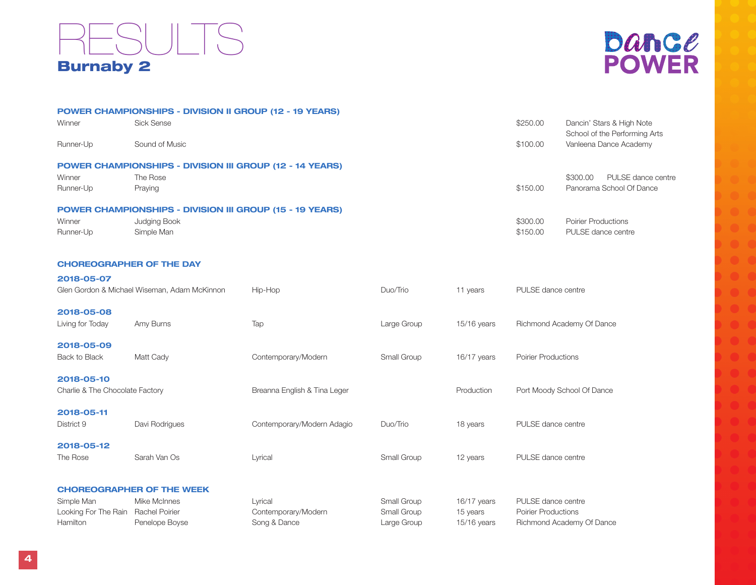# RESULTS

## Burnaby 2

Dance POWER

### POWER CHAMPIONSHIPS - DIVISION II GROUP (12 - 19 YEARS)

| | | | |
|---|---|---|---|
| Winner | Sick Sense | $250.00 | Dancin' Stars & High Note School of the Performing Arts |
| Runner-Up | Sound of Music | $100.00 | Vanleena Dance Academy |

### POWER CHAMPIONSHIPS - DIVISION III GROUP (12 - 14 YEARS)

| | | | |
|---|---|---|---|
| Winner | The Rose | $300.00 | PULSE dance centre |
| Runner-Up | Praying | $150.00 | Panorama School Of Dance |

### POWER CHAMPIONSHIPS - DIVISION III GROUP (15 - 19 YEARS)

| | | | |
|---|---|---|---|
| Winner | Judging Book | $300.00 | Poirier Productions |
| Runner-Up | Simple Man | $150.00 | PULSE dance centre |

### CHOREOGRAPHER OF THE DAY

**2018-05-07**

| | | | | | |
|---|---|---|---|---|---|
| Glen Gordon & Michael Wiseman, Adam McKinnon | | Hip-Hop | Duo/Trio | 11 years | PULSE dance centre |

**2018-05-08**

| | | | | | |
|---|---|---|---|---|---|
| Living for Today | Amy Burns | Tap | Large Group | 15/16 years | Richmond Academy Of Dance |

**2018-05-09**

| | | | | | |
|---|---|---|---|---|---|
| Back to Black | Matt Cady | Contemporary/Modern | Small Group | 16/17 years | Poirier Productions |

**2018-05-10**

| | | | | | |
|---|---|---|---|---|---|
| Charlie & The Chocolate Factory | | Breanna English & Tina Leger | | Production | Port Moody School Of Dance |

**2018-05-11**

| | | | | | |
|---|---|---|---|---|---|
| District 9 | Davi Rodrigues | Contemporary/Modern Adagio | Duo/Trio | 18 years | PULSE dance centre |

**2018-05-12**

| | | | | | |
|---|---|---|---|---|---|
| The Rose | Sarah Van Os | Lyrical | Small Group | 12 years | PULSE dance centre |

### CHOREOGRAPHER OF THE WEEK

| | | | | | |
|---|---|---|---|---|---|
| Simple Man | Mike McInnes | Lyrical | Small Group | 16/17 years | PULSE dance centre |
| Looking For The Rain | Rachel Poirier | Contemporary/Modern | Small Group | 15 years | Poirier Productions |
| Hamilton | Penelope Boyse | Song & Dance | Large Group | 15/16 years | Richmond Academy Of Dance |